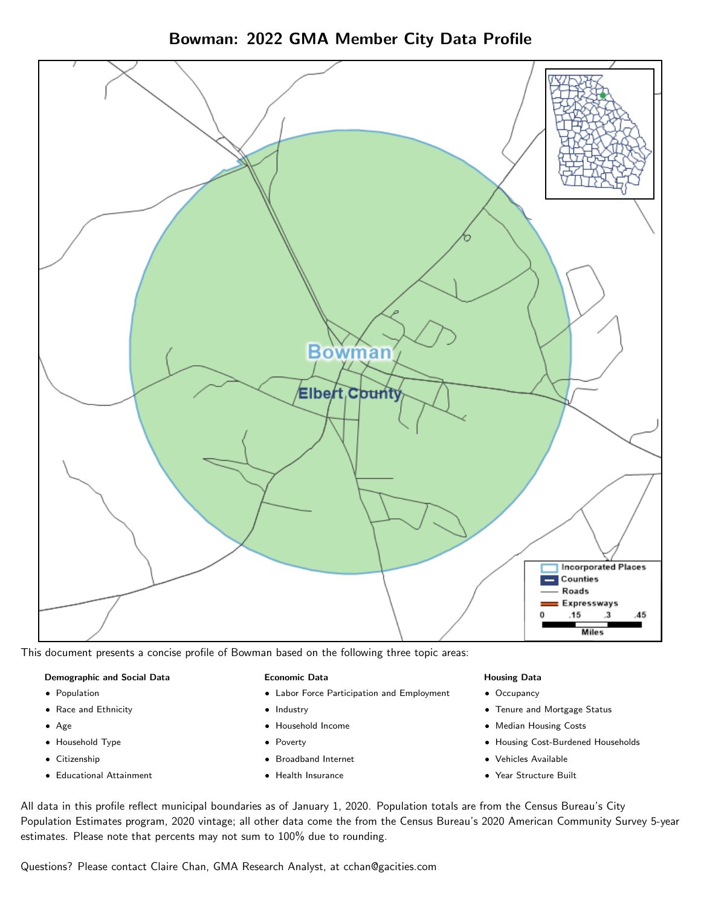# Bowman: 2022 GMA Member City Data Profile

This document presents a concise profile of Bowman based on the following three topic areas:

**Demographic and Social Data**

- Population
- Race and Ethnicity
- Age
- Household Type
- Citizenship
- Educational Attainment

**Economic Data**

- Labor Force Participation and Employment
- Industry
- Household Income
- Poverty
- Broadband Internet
- Health Insurance

**Housing Data**

- Occupancy
- Tenure and Mortgage Status
- Median Housing Costs
- Housing Cost-Burdened Households
- Vehicles Available
- Year Structure Built

All data in this profile reflect municipal boundaries as of January 1, 2020. Population totals are from the Census Bureau's City Population Estimates program, 2020 vintage; all other data come the from the Census Bureau's 2020 American Community Survey 5-year estimates. Please note that percents may not sum to 100% due to rounding.

Questions? Please contact Claire Chan, GMA Research Analyst, at cchan@gacities.com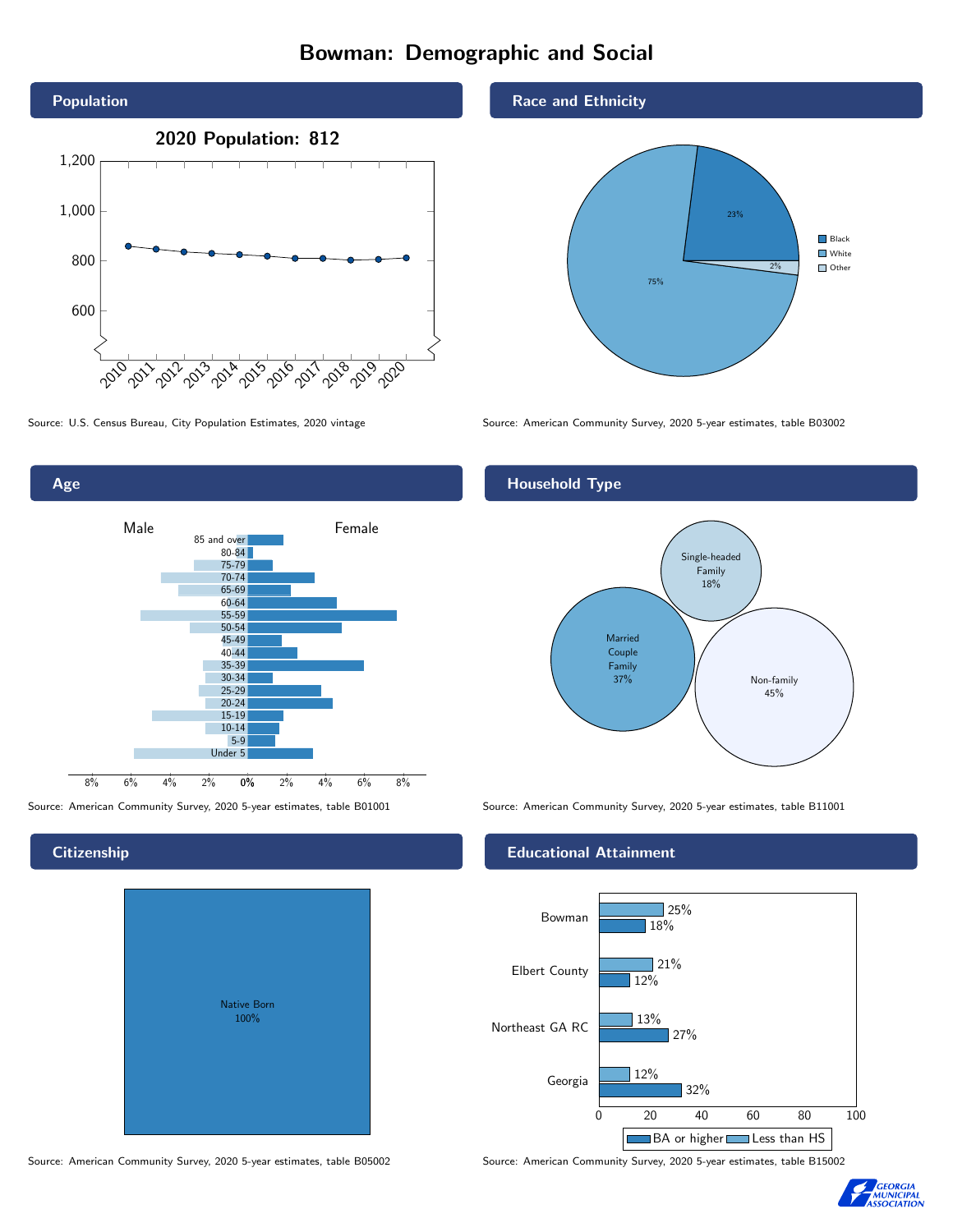# Bowman: Demographic and Social

## Population

2020 Population: 812

Source: U.S. Census Bureau, City Population Estimates, 2020 vintage

## Race and Ethnicity

| Race | Percent |
| --- | --- |
| Black | 23% |
| White | 75% |
| Other | 2% |

Source: American Community Survey, 2020 5-year estimates, table B03002

## Age

Source: American Community Survey, 2020 5-year estimates, table B01001

## Household Type

| Household Type | Percent |
| --- | --- |
| Single-headed Family | 18% |
| Married Couple Family | 37% |
| Non-family | 45% |

Source: American Community Survey, 2020 5-year estimates, table B11001

## Citizenship

Native Born 100%

Source: American Community Survey, 2020 5-year estimates, table B05002

## Educational Attainment

| Area | Less than HS | BA or higher |
| --- | --- | --- |
| Bowman | 25% | 18% |
| Elbert County | 21% | 12% |
| Northeast GA RC | 13% | 27% |
| Georgia | 12% | 32% |

Source: American Community Survey, 2020 5-year estimates, table B15002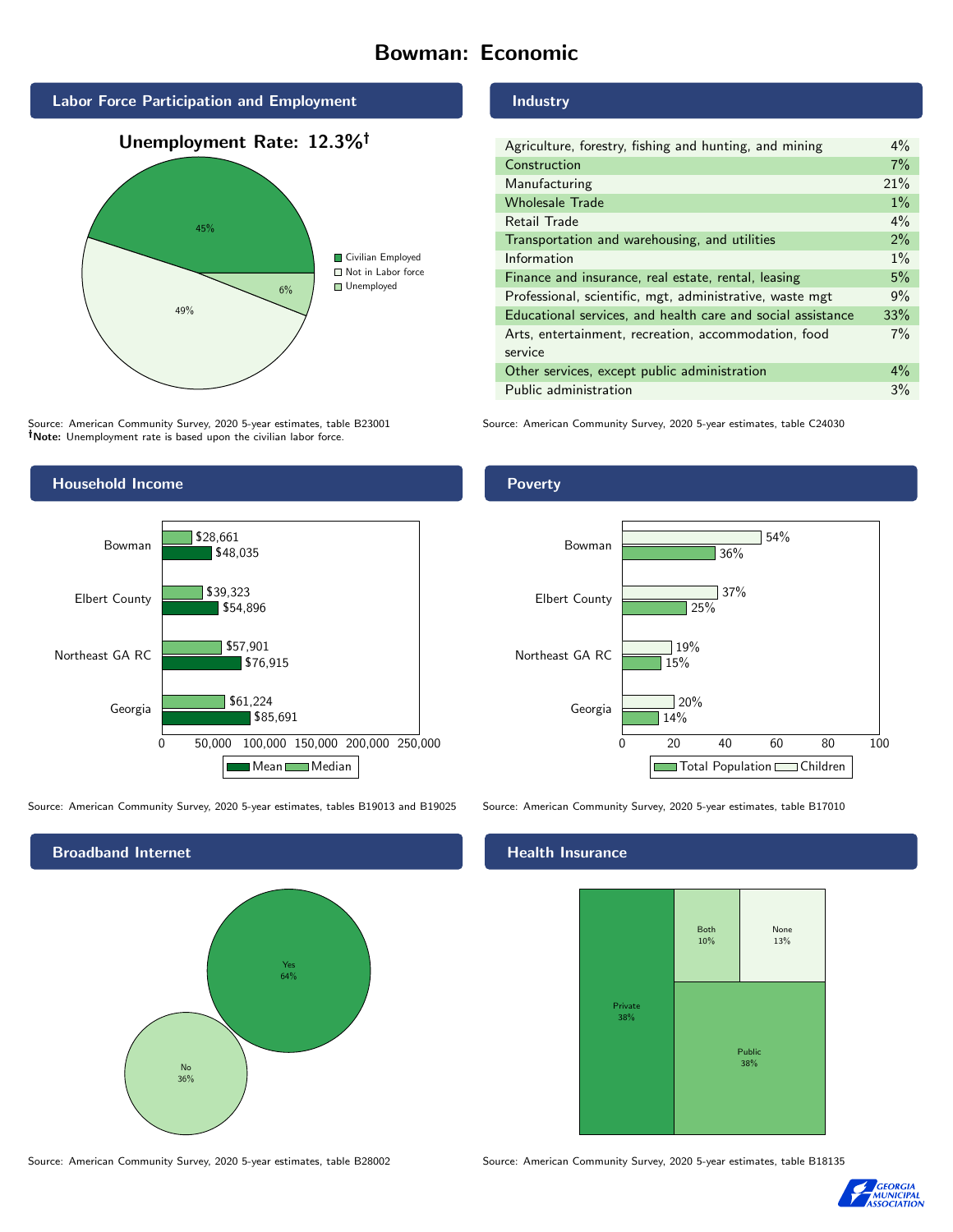# Bowman: Economic

## Labor Force Participation and Employment

**Unemployment Rate: 12.3%†**

| Category | Percent |
| --- | --- |
| Civilian Employed | 45% |
| Not in Labor force | 49% |
| Unemployed | 6% |

Source: American Community Survey, 2020 5-year estimates, table B23001
**†Note:** Unemployment rate is based upon the civilian labor force.

## Industry

| Industry | Percent |
| --- | --- |
| Agriculture, forestry, fishing and hunting, and mining | 4% |
| Construction | 7% |
| Manufacturing | 21% |
| Wholesale Trade | 1% |
| Retail Trade | 4% |
| Transportation and warehousing, and utilities | 2% |
| Information | 1% |
| Finance and insurance, real estate, rental, leasing | 5% |
| Professional, scientific, mgt, administrative, waste mgt | 9% |
| Educational services, and health care and social assistance | 33% |
| Arts, entertainment, recreation, accommodation, food service | 7% |
| Other services, except public administration | 4% |
| Public administration | 3% |

Source: American Community Survey, 2020 5-year estimates, table C24030

## Household Income

| | Median | Mean |
| --- | --- | --- |
| Bowman | $28,661 | $48,035 |
| Elbert County | $39,323 | $54,896 |
| Northeast GA RC | $57,901 | $76,915 |
| Georgia | $61,224 | $85,691 |

Source: American Community Survey, 2020 5-year estimates, tables B19013 and B19025

## Poverty

| | Children | Total Population |
| --- | --- | --- |
| Bowman | 54% | 36% |
| Elbert County | 37% | 25% |
| Northeast GA RC | 19% | 15% |
| Georgia | 20% | 14% |

Source: American Community Survey, 2020 5-year estimates, table B17010

## Broadband Internet

| | Percent |
| --- | --- |
| Yes | 64% |
| No | 36% |

Source: American Community Survey, 2020 5-year estimates, table B28002

## Health Insurance

| | Percent |
| --- | --- |
| Private | 38% |
| Public | 38% |
| Both | 10% |
| None | 13% |

Source: American Community Survey, 2020 5-year estimates, table B18135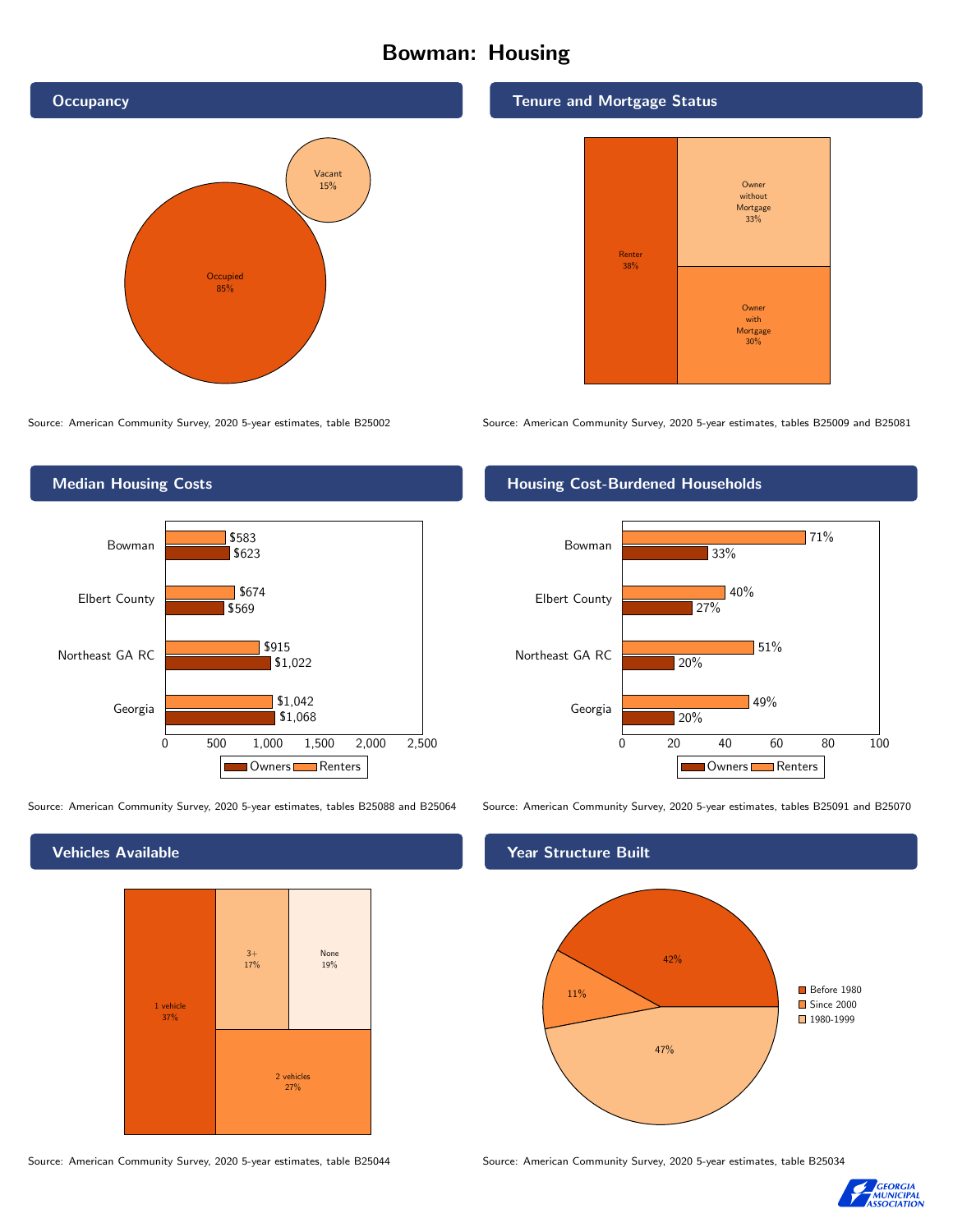# Bowman: Housing

## Occupancy

Vacant
15%

Occupied
85%

Source: American Community Survey, 2020 5-year estimates, table B25002

## Tenure and Mortgage Status

Renter
38%

Owner
without
Mortgage
33%

Owner
with
Mortgage
30%

Source: American Community Survey, 2020 5-year estimates, tables B25009 and B25081

## Median Housing Costs

Bowman
$583
$623

Elbert County
$674
$569

Northeast GA RC
$915
$1,022

Georgia
$1,042
$1,068

0 500 1,000 1,500 2,000 2,500

Owners Renters

Source: American Community Survey, 2020 5-year estimates, tables B25088 and B25064

## Housing Cost-Burdened Households

Bowman
71%
33%

Elbert County
40%
27%

Northeast GA RC
51%
20%

Georgia
49%
20%

0 20 40 60 80 100

Owners Renters

Source: American Community Survey, 2020 5-year estimates, tables B25091 and B25070

## Vehicles Available

1 vehicle
37%

3+
17%

None
19%

2 vehicles
27%

Source: American Community Survey, 2020 5-year estimates, table B25044

## Year Structure Built

42%

11%

47%

Before 1980
Since 2000
1980-1999

Source: American Community Survey, 2020 5-year estimates, table B25034